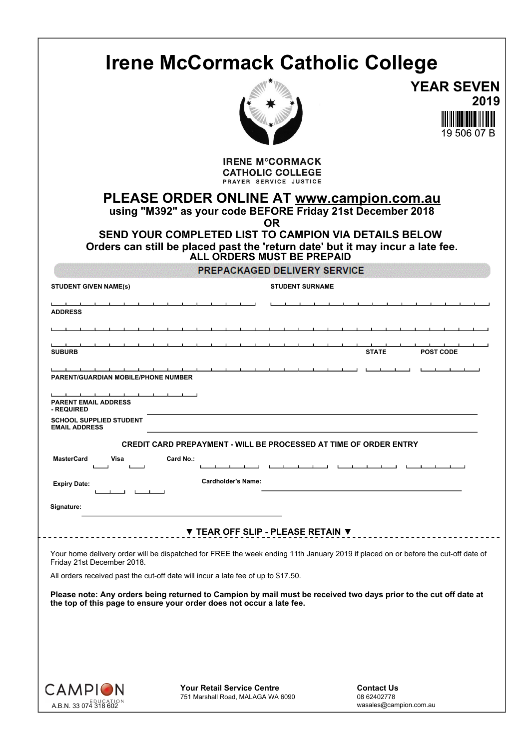# Irene McCormack Catholic College

**YEAR SEVEN**
**2019**

19 506 07 B

IRENE McCORMACK
CATHOLIC COLLEGE
PRAYER SERVICE JUSTICE

## PLEASE ORDER ONLINE AT www.campion.com.au

**using "M392" as your code BEFORE Friday 21st December 2018**

**OR**

**SEND YOUR COMPLETED LIST TO CAMPION VIA DETAILS BELOW**

**Orders can still be placed past the 'return date' but it may incur a late fee.**

**ALL ORDERS MUST BE PREPAID**

### PREPACKAGED DELIVERY SERVICE

**STUDENT GIVEN NAME(s)** ______________________ **STUDENT SURNAME** ______________________

**ADDRESS** ______________________

______________________

**SUBURB** ______________________ **STATE** ________ **POST CODE** ________

**PARENT/GUARDIAN MOBILE/PHONE NUMBER** ______________________

**PARENT EMAIL ADDRESS - REQUIRED** ______________________

**SCHOOL SUPPLIED STUDENT EMAIL ADDRESS** ______________________

**CREDIT CARD PREPAYMENT - WILL BE PROCESSED AT TIME OF ORDER ENTRY**

**MasterCard** ____ **Visa** ____ **Card No.:** ________ ________ ________ ________

**Expiry Date:** ____ ____ **Cardholder's Name:** ______________________

**Signature:** ______________________

**▼ TEAR OFF SLIP - PLEASE RETAIN ▼**

Your home delivery order will be dispatched for FREE the week ending 11th January 2019 if placed on or before the cut-off date of Friday 21st December 2018.

All orders received past the cut-off date will incur a late fee of up to $17.50.

**Please note: Any orders being returned to Campion by mail must be received two days prior to the cut off date at the top of this page to ensure your order does not occur a late fee.**

CAMPION EDUCATION
A.B.N. 33 074 318 602

**Your Retail Service Centre**
751 Marshall Road, MALAGA WA 6090

**Contact Us**
08 62402778
wasales@campion.com.au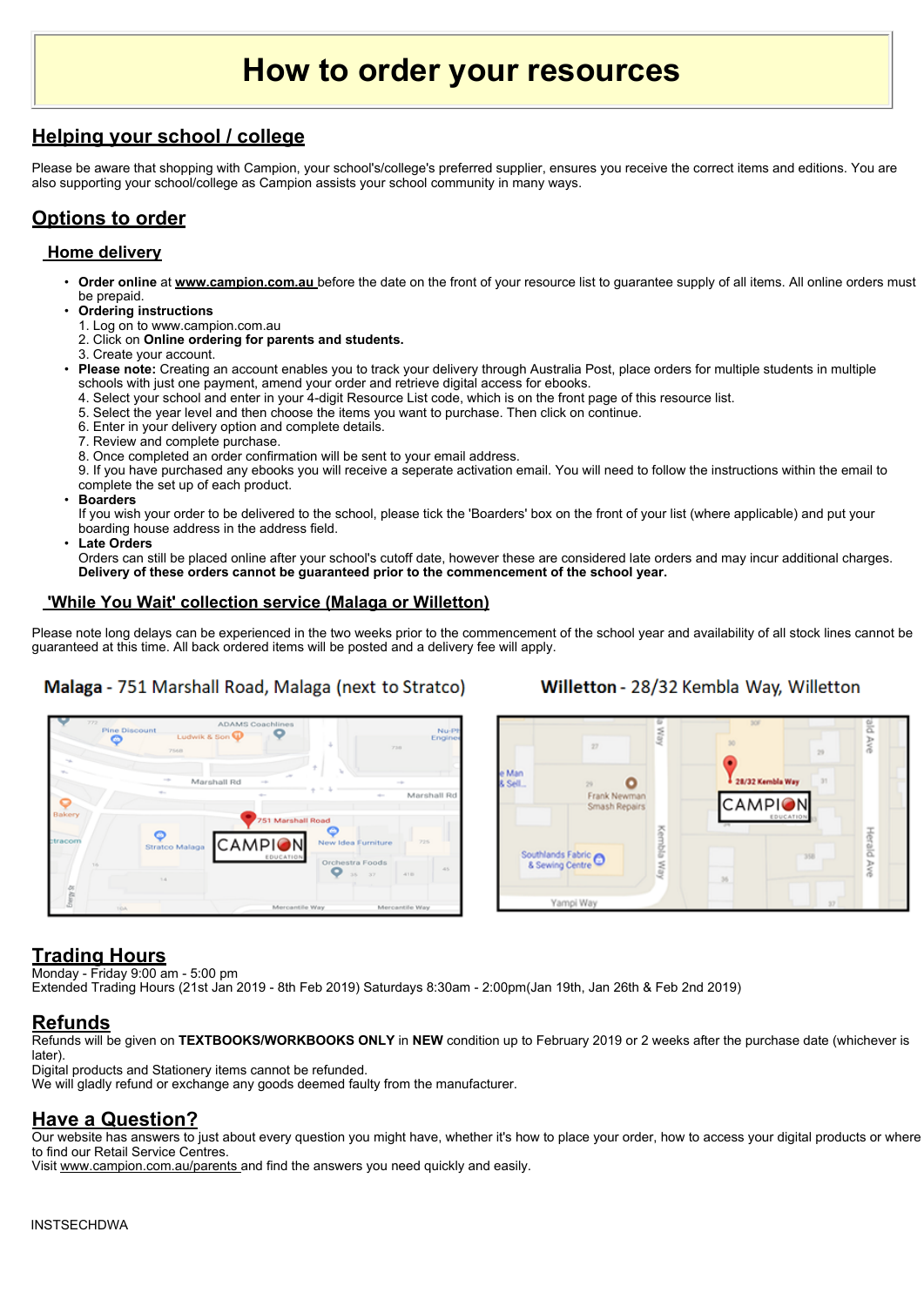# How to order your resources

## Helping your school / college

Please be aware that shopping with Campion, your school's/college's preferred supplier, ensures you receive the correct items and editions. You are also supporting your school/college as Campion assists your school community in many ways.

## Options to order

### Home delivery

- **Order online** at **www.campion.com.au** before the date on the front of your resource list to guarantee supply of all items. All online orders must be prepaid.
- **Ordering instructions**
  1. Log on to www.campion.com.au
  2. Click on **Online ordering for parents and students.**
  3. Create your account.
- **Please note:** Creating an account enables you to track your delivery through Australia Post, place orders for multiple students in multiple schools with just one payment, amend your order and retrieve digital access for ebooks.
  4. Select your school and enter in your 4-digit Resource List code, which is on the front page of this resource list.
  5. Select the year level and then choose the items you want to purchase. Then click on continue.
  6. Enter in your delivery option and complete details.
  7. Review and complete purchase.
  8. Once completed an order confirmation will be sent to your email address.
  9. If you have purchased any ebooks you will receive a seperate activation email. You will need to follow the instructions within the email to complete the set up of each product.
- **Boarders**
  If you wish your order to be delivered to the school, please tick the 'Boarders' box on the front of your list (where applicable) and put your boarding house address in the address field.
- **Late Orders**
  Orders can still be placed online after your school's cutoff date, however these are considered late orders and may incur additional charges. **Delivery of these orders cannot be guaranteed prior to the commencement of the school year.**

### 'While You Wait' collection service (Malaga or Willetton)

Please note long delays can be experienced in the two weeks prior to the commencement of the school year and availability of all stock lines cannot be guaranteed at this time. All back ordered items will be posted and a delivery fee will apply.

**Malaga** - 751 Marshall Road, Malaga (next to Stratco)

**Willetton** - 28/32 Kembla Way, Willetton

## Trading Hours

Monday - Friday 9:00 am - 5:00 pm
Extended Trading Hours (21st Jan 2019 - 8th Feb 2019) Saturdays 8:30am - 2:00pm(Jan 19th, Jan 26th & Feb 2nd 2019)

## Refunds

Refunds will be given on **TEXTBOOKS/WORKBOOKS ONLY** in **NEW** condition up to February 2019 or 2 weeks after the purchase date (whichever is later).
Digital products and Stationery items cannot be refunded.
We will gladly refund or exchange any goods deemed faulty from the manufacturer.

## Have a Question?

Our website has answers to just about every question you might have, whether it's how to place your order, how to access your digital products or where to find our Retail Service Centres.
Visit www.campion.com.au/parents and find the answers you need quickly and easily.

INSTSECHDWA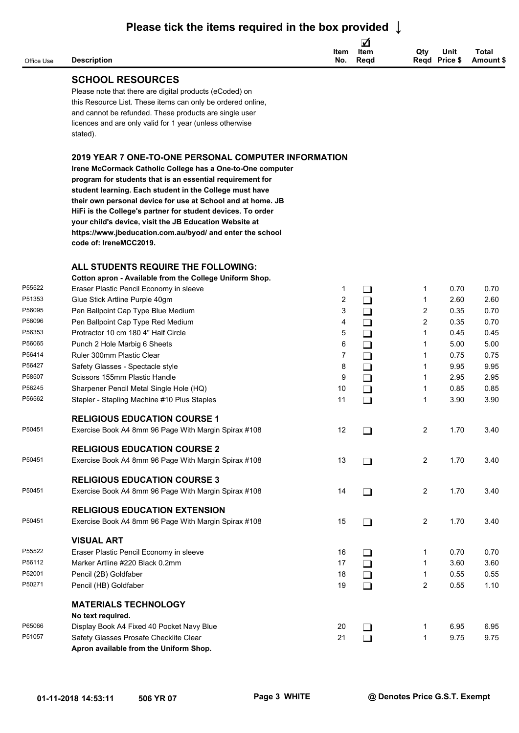## Please tick the items required in the box provided ↓

| Office Use | Description | Item No. | ☑ Item Reqd | Qty Reqd | Unit Price $ | Total Amount $ |
|---|---|---|---|---|---|---|
| | **SCHOOL RESOURCES** | | | | | |
| | Please note that there are digital products (eCoded) on this Resource List. These items can only be ordered online, and cannot be refunded. These products are single user licences and are only valid for 1 year (unless otherwise stated). | | | | | |
| | **2019 YEAR 7 ONE-TO-ONE PERSONAL COMPUTER INFORMATION** | | | | | |
| | **Irene McCormack Catholic College has a One-to-One computer program for students that is an essential requirement for student learning. Each student in the College must have their own personal device for use at School and at home. JB HiFi is the College's partner for student devices. To order your child's device, visit the JB Education Website at https://www.jbeducation.com.au/byod/ and enter the school code of: IreneMCC2019.** | | | | | |
| | **ALL STUDENTS REQUIRE THE FOLLOWING:** | | | | | |
| | **Cotton apron - Available from the College Uniform Shop.** | | | | | |
| P55522 | Eraser Plastic Pencil Economy in sleeve | 1 | ❑ | 1 | 0.70 | 0.70 |
| P51353 | Glue Stick Artline Purple 40gm | 2 | ❑ | 1 | 2.60 | 2.60 |
| P56095 | Pen Ballpoint Cap Type Blue Medium | 3 | ❑ | 2 | 0.35 | 0.70 |
| P56096 | Pen Ballpoint Cap Type Red Medium | 4 | ❑ | 2 | 0.35 | 0.70 |
| P56353 | Protractor 10 cm 180 4" Half Circle | 5 | ❑ | 1 | 0.45 | 0.45 |
| P56065 | Punch 2 Hole Marbig 6 Sheets | 6 | ❑ | 1 | 5.00 | 5.00 |
| P56414 | Ruler 300mm Plastic Clear | 7 | ❑ | 1 | 0.75 | 0.75 |
| P56427 | Safety Glasses - Spectacle style | 8 | ❑ | 1 | 9.95 | 9.95 |
| P58507 | Scissors 155mm Plastic Handle | 9 | ❑ | 1 | 2.95 | 2.95 |
| P56245 | Sharpener Pencil Metal Single Hole (HQ) | 10 | ❑ | 1 | 0.85 | 0.85 |
| P56562 | Stapler - Stapling Machine #10 Plus Staples | 11 | ❑ | 1 | 3.90 | 3.90 |
| | **RELIGIOUS EDUCATION COURSE 1** | | | | | |
| P50451 | Exercise Book A4 8mm 96 Page With Margin Spirax #108 | 12 | ❑ | 2 | 1.70 | 3.40 |
| | **RELIGIOUS EDUCATION COURSE 2** | | | | | |
| P50451 | Exercise Book A4 8mm 96 Page With Margin Spirax #108 | 13 | ❑ | 2 | 1.70 | 3.40 |
| | **RELIGIOUS EDUCATION COURSE 3** | | | | | |
| P50451 | Exercise Book A4 8mm 96 Page With Margin Spirax #108 | 14 | ❑ | 2 | 1.70 | 3.40 |
| | **RELIGIOUS EDUCATION EXTENSION** | | | | | |
| P50451 | Exercise Book A4 8mm 96 Page With Margin Spirax #108 | 15 | ❑ | 2 | 1.70 | 3.40 |
| | **VISUAL ART** | | | | | |
| P55522 | Eraser Plastic Pencil Economy in sleeve | 16 | ❑ | 1 | 0.70 | 0.70 |
| P56112 | Marker Artline #220 Black 0.2mm | 17 | ❑ | 1 | 3.60 | 3.60 |
| P52001 | Pencil (2B) Goldfaber | 18 | ❑ | 1 | 0.55 | 0.55 |
| P50271 | Pencil (HB) Goldfaber | 19 | ❑ | 2 | 0.55 | 1.10 |
| | **MATERIALS TECHNOLOGY** | | | | | |
| | **No text required.** | | | | | |
| P65066 | Display Book A4 Fixed 40 Pocket Navy Blue | 20 | ❑ | 1 | 6.95 | 6.95 |
| P51057 | Safety Glasses Prosafe Checklite Clear | 21 | ❑ | 1 | 9.75 | 9.75 |
| | **Apron available from the Uniform Shop.** | | | | | |

01-11-2018 14:53:11 506 YR 07 WHITE @ Denotes Price G.S.T. Exempt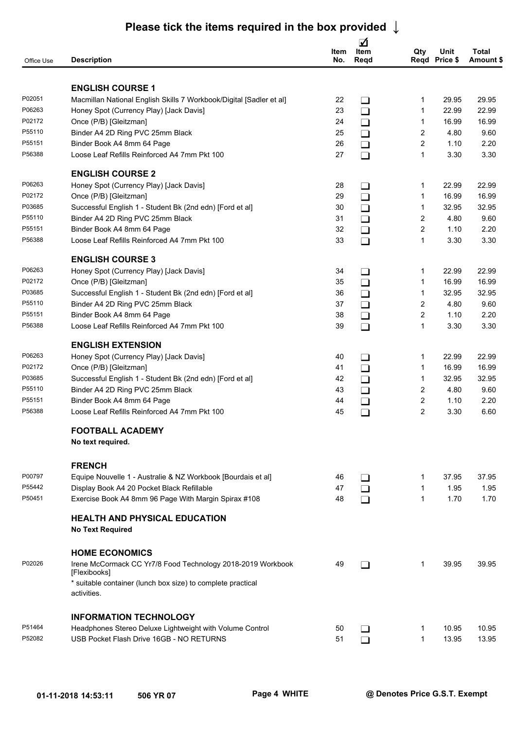## Please tick the items required in the box provided ↓

| Office Use | Description | Item No. | ☑ Item Reqd | Qty Reqd | Unit Price $ | Total Amount $ |
|---|---|---|---|---|---|---|
| | **ENGLISH COURSE 1** | | | | | |
| P02051 | Macmillan National English Skills 7 Workbook/Digital [Sadler et al] | 22 | ❑ | 1 | 29.95 | 29.95 |
| P06263 | Honey Spot (Currency Play) [Jack Davis] | 23 | ❑ | 1 | 22.99 | 22.99 |
| P02172 | Once (P/B) [Gleitzman] | 24 | ❑ | 1 | 16.99 | 16.99 |
| P55110 | Binder A4 2D Ring PVC 25mm Black | 25 | ❑ | 2 | 4.80 | 9.60 |
| P55151 | Binder Book A4 8mm 64 Page | 26 | ❑ | 2 | 1.10 | 2.20 |
| P56388 | Loose Leaf Refills Reinforced A4 7mm Pkt 100 | 27 | ❑ | 1 | 3.30 | 3.30 |
| | **ENGLISH COURSE 2** | | | | | |
| P06263 | Honey Spot (Currency Play) [Jack Davis] | 28 | ❑ | 1 | 22.99 | 22.99 |
| P02172 | Once (P/B) [Gleitzman] | 29 | ❑ | 1 | 16.99 | 16.99 |
| P03685 | Successful English 1 - Student Bk (2nd edn) [Ford et al] | 30 | ❑ | 1 | 32.95 | 32.95 |
| P55110 | Binder A4 2D Ring PVC 25mm Black | 31 | ❑ | 2 | 4.80 | 9.60 |
| P55151 | Binder Book A4 8mm 64 Page | 32 | ❑ | 2 | 1.10 | 2.20 |
| P56388 | Loose Leaf Refills Reinforced A4 7mm Pkt 100 | 33 | ❑ | 1 | 3.30 | 3.30 |
| | **ENGLISH COURSE 3** | | | | | |
| P06263 | Honey Spot (Currency Play) [Jack Davis] | 34 | ❑ | 1 | 22.99 | 22.99 |
| P02172 | Once (P/B) [Gleitzman] | 35 | ❑ | 1 | 16.99 | 16.99 |
| P03685 | Successful English 1 - Student Bk (2nd edn) [Ford et al] | 36 | ❑ | 1 | 32.95 | 32.95 |
| P55110 | Binder A4 2D Ring PVC 25mm Black | 37 | ❑ | 2 | 4.80 | 9.60 |
| P55151 | Binder Book A4 8mm 64 Page | 38 | ❑ | 2 | 1.10 | 2.20 |
| P56388 | Loose Leaf Refills Reinforced A4 7mm Pkt 100 | 39 | ❑ | 1 | 3.30 | 3.30 |
| | **ENGLISH EXTENSION** | | | | | |
| P06263 | Honey Spot (Currency Play) [Jack Davis] | 40 | ❑ | 1 | 22.99 | 22.99 |
| P02172 | Once (P/B) [Gleitzman] | 41 | ❑ | 1 | 16.99 | 16.99 |
| P03685 | Successful English 1 - Student Bk (2nd edn) [Ford et al] | 42 | ❑ | 1 | 32.95 | 32.95 |
| P55110 | Binder A4 2D Ring PVC 25mm Black | 43 | ❑ | 2 | 4.80 | 9.60 |
| P55151 | Binder Book A4 8mm 64 Page | 44 | ❑ | 2 | 1.10 | 2.20 |
| P56388 | Loose Leaf Refills Reinforced A4 7mm Pkt 100 | 45 | ❑ | 2 | 3.30 | 6.60 |
| | **FOOTBALL ACADEMY** | | | | | |
| | **No text required.** | | | | | |
| | **FRENCH** | | | | | |
| P00797 | Equipe Nouvelle 1 - Australie & NZ Workbook [Bourdais et al] | 46 | ❑ | 1 | 37.95 | 37.95 |
| P55442 | Display Book A4 20 Pocket Black Refillable | 47 | ❑ | 1 | 1.95 | 1.95 |
| P50451 | Exercise Book A4 8mm 96 Page With Margin Spirax #108 | 48 | ❑ | 1 | 1.70 | 1.70 |
| | **HEALTH AND PHYSICAL EDUCATION** | | | | | |
| | **No Text Required** | | | | | |
| | **HOME ECONOMICS** | | | | | |
| P02026 | Irene McCormack CC Yr7/8 Food Technology 2018-2019 Workbook [Flexibooks] | 49 | ❑ | 1 | 39.95 | 39.95 |
| | * suitable container (lunch box size) to complete practical activities. | | | | | |
| | **INFORMATION TECHNOLOGY** | | | | | |
| P51464 | Headphones Stereo Deluxe Lightweight with Volume Control | 50 | ❑ | 1 | 10.95 | 10.95 |
| P52082 | USB Pocket Flash Drive 16GB - NO RETURNS | 51 | ❑ | 1 | 13.95 | 13.95 |

01-11-2018 14:53:11 506 YR 07 Page 4 WHITE @ Denotes Price G.S.T. Exempt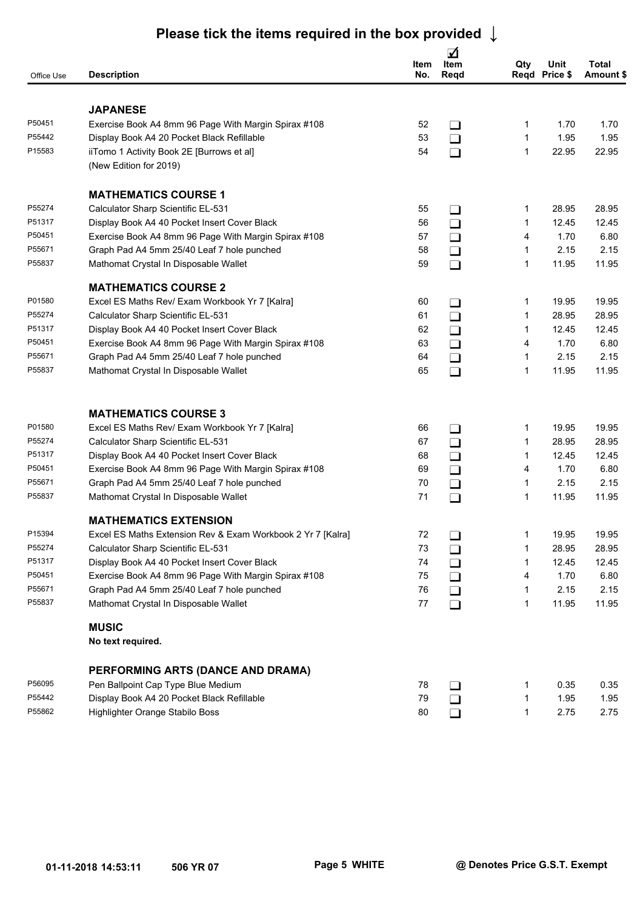## Please tick the items required in the box provided ↓

| Office Use | Description | Item No. | ☑ Item Reqd | Qty Reqd | Unit Price $ | Total Amount $ |
|---|---|---|---|---|---|---|
| | **JAPANESE** | | | | | |
| P50451 | Exercise Book A4 8mm 96 Page With Margin Spirax #108 | 52 | ❑ | 1 | 1.70 | 1.70 |
| P55442 | Display Book A4 20 Pocket Black Refillable | 53 | ❑ | 1 | 1.95 | 1.95 |
| P15583 | iiTomo 1 Activity Book 2E [Burrows et al] (New Edition for 2019) | 54 | ❑ | 1 | 22.95 | 22.95 |
| | **MATHEMATICS COURSE 1** | | | | | |
| P55274 | Calculator Sharp Scientific EL-531 | 55 | ❑ | 1 | 28.95 | 28.95 |
| P51317 | Display Book A4 40 Pocket Insert Cover Black | 56 | ❑ | 1 | 12.45 | 12.45 |
| P50451 | Exercise Book A4 8mm 96 Page With Margin Spirax #108 | 57 | ❑ | 4 | 1.70 | 6.80 |
| P55671 | Graph Pad A4 5mm 25/40 Leaf 7 hole punched | 58 | ❑ | 1 | 2.15 | 2.15 |
| P55837 | Mathomat Crystal In Disposable Wallet | 59 | ❑ | 1 | 11.95 | 11.95 |
| | **MATHEMATICS COURSE 2** | | | | | |
| P01580 | Excel ES Maths Rev/ Exam Workbook Yr 7 [Kalra] | 60 | ❑ | 1 | 19.95 | 19.95 |
| P55274 | Calculator Sharp Scientific EL-531 | 61 | ❑ | 1 | 28.95 | 28.95 |
| P51317 | Display Book A4 40 Pocket Insert Cover Black | 62 | ❑ | 1 | 12.45 | 12.45 |
| P50451 | Exercise Book A4 8mm 96 Page With Margin Spirax #108 | 63 | ❑ | 4 | 1.70 | 6.80 |
| P55671 | Graph Pad A4 5mm 25/40 Leaf 7 hole punched | 64 | ❑ | 1 | 2.15 | 2.15 |
| P55837 | Mathomat Crystal In Disposable Wallet | 65 | ❑ | 1 | 11.95 | 11.95 |
| | **MATHEMATICS COURSE 3** | | | | | |
| P01580 | Excel ES Maths Rev/ Exam Workbook Yr 7 [Kalra] | 66 | ❑ | 1 | 19.95 | 19.95 |
| P55274 | Calculator Sharp Scientific EL-531 | 67 | ❑ | 1 | 28.95 | 28.95 |
| P51317 | Display Book A4 40 Pocket Insert Cover Black | 68 | ❑ | 1 | 12.45 | 12.45 |
| P50451 | Exercise Book A4 8mm 96 Page With Margin Spirax #108 | 69 | ❑ | 4 | 1.70 | 6.80 |
| P55671 | Graph Pad A4 5mm 25/40 Leaf 7 hole punched | 70 | ❑ | 1 | 2.15 | 2.15 |
| P55837 | Mathomat Crystal In Disposable Wallet | 71 | ❑ | 1 | 11.95 | 11.95 |
| | **MATHEMATICS EXTENSION** | | | | | |
| P15394 | Excel ES Maths Extension Rev & Exam Workbook 2 Yr 7 [Kalra] | 72 | ❑ | 1 | 19.95 | 19.95 |
| P55274 | Calculator Sharp Scientific EL-531 | 73 | ❑ | 1 | 28.95 | 28.95 |
| P51317 | Display Book A4 40 Pocket Insert Cover Black | 74 | ❑ | 1 | 12.45 | 12.45 |
| P50451 | Exercise Book A4 8mm 96 Page With Margin Spirax #108 | 75 | ❑ | 4 | 1.70 | 6.80 |
| P55671 | Graph Pad A4 5mm 25/40 Leaf 7 hole punched | 76 | ❑ | 1 | 2.15 | 2.15 |
| P55837 | Mathomat Crystal In Disposable Wallet | 77 | ❑ | 1 | 11.95 | 11.95 |
| | **MUSIC** | | | | | |
| | **No text required.** | | | | | |
| | **PERFORMING ARTS (DANCE AND DRAMA)** | | | | | |
| P56095 | Pen Ballpoint Cap Type Blue Medium | 78 | ❑ | 1 | 0.35 | 0.35 |
| P55442 | Display Book A4 20 Pocket Black Refillable | 79 | ❑ | 1 | 1.95 | 1.95 |
| P55862 | Highlighter Orange Stabilo Boss | 80 | ❑ | 1 | 2.75 | 2.75 |

01-11-2018 14:53:11 506 YR 07 Page 5 WHITE @ Denotes Price G.S.T. Exempt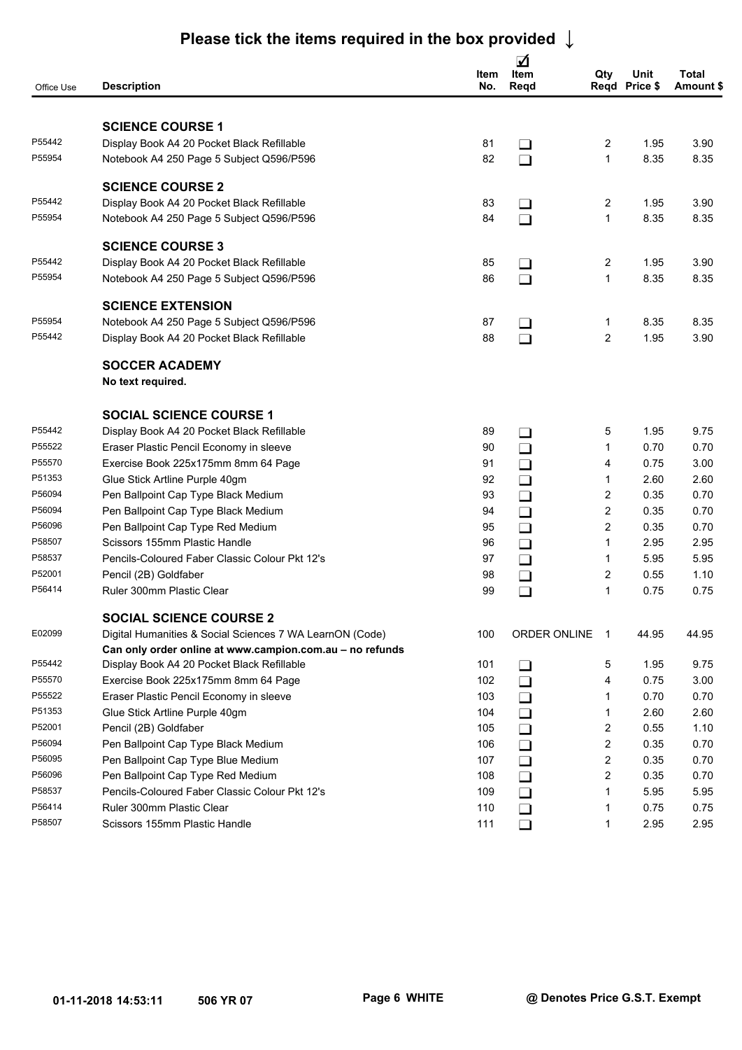## Please tick the items required in the box provided ↓

| Office Use | Description | Item No. | ☑ Item Reqd | Qty Reqd | Unit Price $ | Total Amount $ |
|---|---|---|---|---|---|---|
| | **SCIENCE COURSE 1** | | | | | |
| P55442 | Display Book A4 20 Pocket Black Refillable | 81 | ❑ | 2 | 1.95 | 3.90 |
| P55954 | Notebook A4 250 Page 5 Subject Q596/P596 | 82 | ❑ | 1 | 8.35 | 8.35 |
| | **SCIENCE COURSE 2** | | | | | |
| P55442 | Display Book A4 20 Pocket Black Refillable | 83 | ❑ | 2 | 1.95 | 3.90 |
| P55954 | Notebook A4 250 Page 5 Subject Q596/P596 | 84 | ❑ | 1 | 8.35 | 8.35 |
| | **SCIENCE COURSE 3** | | | | | |
| P55442 | Display Book A4 20 Pocket Black Refillable | 85 | ❑ | 2 | 1.95 | 3.90 |
| P55954 | Notebook A4 250 Page 5 Subject Q596/P596 | 86 | ❑ | 1 | 8.35 | 8.35 |
| | **SCIENCE EXTENSION** | | | | | |
| P55954 | Notebook A4 250 Page 5 Subject Q596/P596 | 87 | ❑ | 1 | 8.35 | 8.35 |
| P55442 | Display Book A4 20 Pocket Black Refillable | 88 | ❑ | 2 | 1.95 | 3.90 |
| | **SOCCER ACADEMY** | | | | | |
| | **No text required.** | | | | | |
| | **SOCIAL SCIENCE COURSE 1** | | | | | |
| P55442 | Display Book A4 20 Pocket Black Refillable | 89 | ❑ | 5 | 1.95 | 9.75 |
| P55522 | Eraser Plastic Pencil Economy in sleeve | 90 | ❑ | 1 | 0.70 | 0.70 |
| P55570 | Exercise Book 225x175mm 8mm 64 Page | 91 | ❑ | 4 | 0.75 | 3.00 |
| P51353 | Glue Stick Artline Purple 40gm | 92 | ❑ | 1 | 2.60 | 2.60 |
| P56094 | Pen Ballpoint Cap Type Black Medium | 93 | ❑ | 2 | 0.35 | 0.70 |
| P56094 | Pen Ballpoint Cap Type Black Medium | 94 | ❑ | 2 | 0.35 | 0.70 |
| P56096 | Pen Ballpoint Cap Type Red Medium | 95 | ❑ | 2 | 0.35 | 0.70 |
| P58507 | Scissors 155mm Plastic Handle | 96 | ❑ | 1 | 2.95 | 2.95 |
| P58537 | Pencils-Coloured Faber Classic Colour Pkt 12's | 97 | ❑ | 1 | 5.95 | 5.95 |
| P52001 | Pencil (2B) Goldfaber | 98 | ❑ | 2 | 0.55 | 1.10 |
| P56414 | Ruler 300mm Plastic Clear | 99 | ❑ | 1 | 0.75 | 0.75 |
| | **SOCIAL SCIENCE COURSE 2** | | | | | |
| E02099 | Digital Humanities & Social Sciences 7 WA LearnON (Code) **Can only order online at www.campion.com.au – no refunds** | 100 | ORDER ONLINE | 1 | 44.95 | 44.95 |
| P55442 | Display Book A4 20 Pocket Black Refillable | 101 | ❑ | 5 | 1.95 | 9.75 |
| P55570 | Exercise Book 225x175mm 8mm 64 Page | 102 | ❑ | 4 | 0.75 | 3.00 |
| P55522 | Eraser Plastic Pencil Economy in sleeve | 103 | ❑ | 1 | 0.70 | 0.70 |
| P51353 | Glue Stick Artline Purple 40gm | 104 | ❑ | 1 | 2.60 | 2.60 |
| P52001 | Pencil (2B) Goldfaber | 105 | ❑ | 2 | 0.55 | 1.10 |
| P56094 | Pen Ballpoint Cap Type Black Medium | 106 | ❑ | 2 | 0.35 | 0.70 |
| P56095 | Pen Ballpoint Cap Type Blue Medium | 107 | ❑ | 2 | 0.35 | 0.70 |
| P56096 | Pen Ballpoint Cap Type Red Medium | 108 | ❑ | 2 | 0.35 | 0.70 |
| P58537 | Pencils-Coloured Faber Classic Colour Pkt 12's | 109 | ❑ | 1 | 5.95 | 5.95 |
| P56414 | Ruler 300mm Plastic Clear | 110 | ❑ | 1 | 0.75 | 0.75 |
| P58507 | Scissors 155mm Plastic Handle | 111 | ❑ | 1 | 2.95 | 2.95 |

01-11-2018 14:53:11 506 YR 07 Page 6 WHITE @ Denotes Price G.S.T. Exempt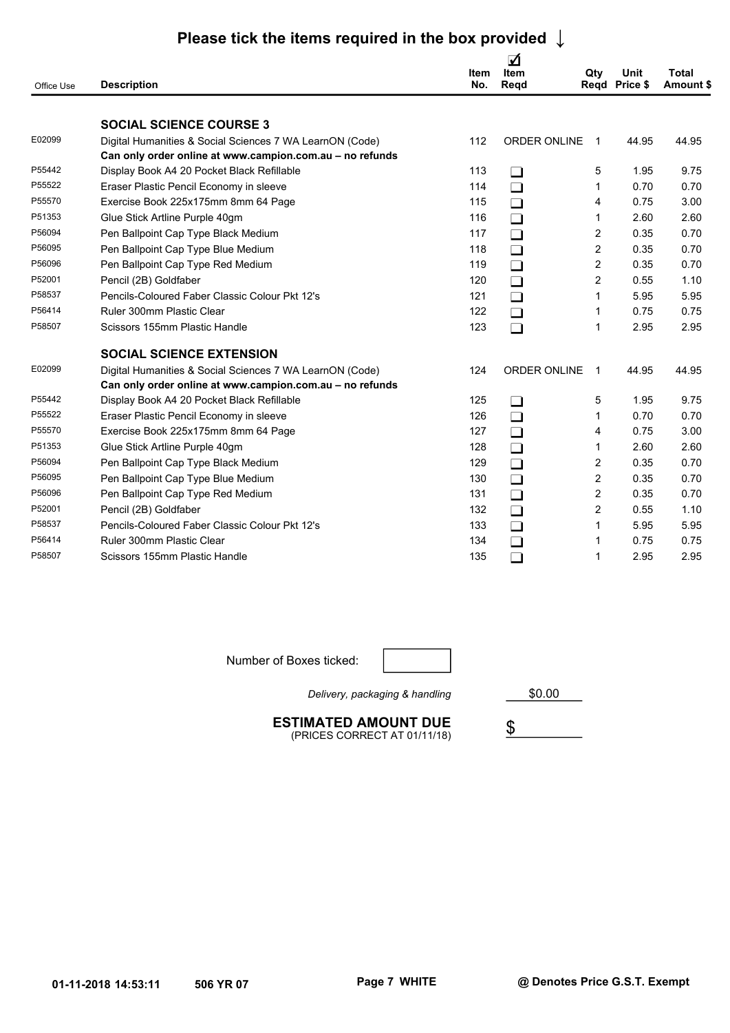## Please tick the items required in the box provided ↓

| Office Use | Description | Item No. | ☑ Item Reqd | Qty Reqd | Unit Price $ | Total Amount $ |
|---|---|---|---|---|---|---|
| | **SOCIAL SCIENCE COURSE 3** | | | | | |
| E02099 | Digital Humanities & Social Sciences 7 WA LearnON (Code) **Can only order online at www.campion.com.au – no refunds** | 112 | ORDER ONLINE | 1 | 44.95 | 44.95 |
| P55442 | Display Book A4 20 Pocket Black Refillable | 113 | ❑ | 5 | 1.95 | 9.75 |
| P55522 | Eraser Plastic Pencil Economy in sleeve | 114 | ❑ | 1 | 0.70 | 0.70 |
| P55570 | Exercise Book 225x175mm 8mm 64 Page | 115 | ❑ | 4 | 0.75 | 3.00 |
| P51353 | Glue Stick Artline Purple 40gm | 116 | ❑ | 1 | 2.60 | 2.60 |
| P56094 | Pen Ballpoint Cap Type Black Medium | 117 | ❑ | 2 | 0.35 | 0.70 |
| P56095 | Pen Ballpoint Cap Type Blue Medium | 118 | ❑ | 2 | 0.35 | 0.70 |
| P56096 | Pen Ballpoint Cap Type Red Medium | 119 | ❑ | 2 | 0.35 | 0.70 |
| P52001 | Pencil (2B) Goldfaber | 120 | ❑ | 2 | 0.55 | 1.10 |
| P58537 | Pencils-Coloured Faber Classic Colour Pkt 12's | 121 | ❑ | 1 | 5.95 | 5.95 |
| P56414 | Ruler 300mm Plastic Clear | 122 | ❑ | 1 | 0.75 | 0.75 |
| P58507 | Scissors 155mm Plastic Handle | 123 | ❑ | 1 | 2.95 | 2.95 |
| | **SOCIAL SCIENCE EXTENSION** | | | | | |
| E02099 | Digital Humanities & Social Sciences 7 WA LearnON (Code) **Can only order online at www.campion.com.au – no refunds** | 124 | ORDER ONLINE | 1 | 44.95 | 44.95 |
| P55442 | Display Book A4 20 Pocket Black Refillable | 125 | ❑ | 5 | 1.95 | 9.75 |
| P55522 | Eraser Plastic Pencil Economy in sleeve | 126 | ❑ | 1 | 0.70 | 0.70 |
| P55570 | Exercise Book 225x175mm 8mm 64 Page | 127 | ❑ | 4 | 0.75 | 3.00 |
| P51353 | Glue Stick Artline Purple 40gm | 128 | ❑ | 1 | 2.60 | 2.60 |
| P56094 | Pen Ballpoint Cap Type Black Medium | 129 | ❑ | 2 | 0.35 | 0.70 |
| P56095 | Pen Ballpoint Cap Type Blue Medium | 130 | ❑ | 2 | 0.35 | 0.70 |
| P56096 | Pen Ballpoint Cap Type Red Medium | 131 | ❑ | 2 | 0.35 | 0.70 |
| P52001 | Pencil (2B) Goldfaber | 132 | ❑ | 2 | 0.55 | 1.10 |
| P58537 | Pencils-Coloured Faber Classic Colour Pkt 12's | 133 | ❑ | 1 | 5.95 | 5.95 |
| P56414 | Ruler 300mm Plastic Clear | 134 | ❑ | 1 | 0.75 | 0.75 |
| P58507 | Scissors 155mm Plastic Handle | 135 | ❑ | 1 | 2.95 | 2.95 |

Number of Boxes ticked: ______

*Delivery, packaging & handling* $0.00

**ESTIMATED AMOUNT DUE** $ ______
(PRICES CORRECT AT 01/11/18)

01-11-2018 14:53:11 506 YR 07 Page 7 WHITE @ Denotes Price G.S.T. Exempt